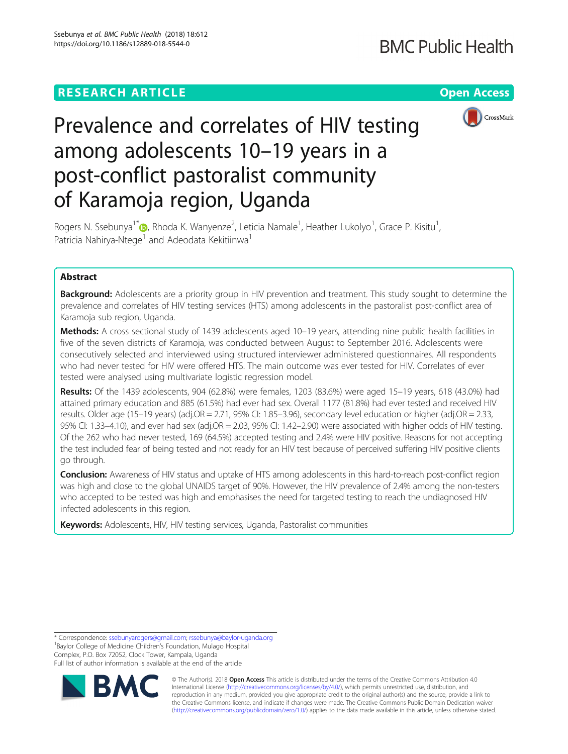RESEARCH ARTICLE

Open Access

# Prevalence and correlates of HIV testing among adolescents 10–19 years in a post-conflict pastoralist community of Karamoja region, Uganda

Rogers N. Ssebunya[1*], Rhoda K. Wanyenze[2], Leticia Namale[1], Heather Lukolyo[1], Grace P. Kisitu[1], Patricia Nahirya-Ntege[1] and Adeodata Kekitiinwa[1]

## Abstract

**Background:** Adolescents are a priority group in HIV prevention and treatment. This study sought to determine the prevalence and correlates of HIV testing services (HTS) among adolescents in the pastoralist post-conflict area of Karamoja sub region, Uganda.

**Methods:** A cross sectional study of 1439 adolescents aged 10–19 years, attending nine public health facilities in five of the seven districts of Karamoja, was conducted between August to September 2016. Adolescents were consecutively selected and interviewed using structured interviewer administered questionnaires. All respondents who had never tested for HIV were offered HTS. The main outcome was ever tested for HIV. Correlates of ever tested were analysed using multivariate logistic regression model.

**Results:** Of the 1439 adolescents, 904 (62.8%) were females, 1203 (83.6%) were aged 15–19 years, 618 (43.0%) had attained primary education and 885 (61.5%) had ever had sex. Overall 1177 (81.8%) had ever tested and received HIV results. Older age (15–19 years) (adj.OR = 2.71, 95% CI: 1.85–3.96), secondary level education or higher (adj.OR = 2.33, 95% CI: 1.33–4.10), and ever had sex (adj.OR = 2.03, 95% CI: 1.42–2.90) were associated with higher odds of HIV testing. Of the 262 who had never tested, 169 (64.5%) accepted testing and 2.4% were HIV positive. Reasons for not accepting the test included fear of being tested and not ready for an HIV test because of perceived suffering HIV positive clients go through.

**Conclusion:** Awareness of HIV status and uptake of HTS among adolescents in this hard-to-reach post-conflict region was high and close to the global UNAIDS target of 90%. However, the HIV prevalence of 2.4% among the non-testers who accepted to be tested was high and emphasises the need for targeted testing to reach the undiagnosed HIV infected adolescents in this region.

**Keywords:** Adolescents, HIV, HIV testing services, Uganda, Pastoralist communities

* Correspondence: ssebunyarogers@gmail.com; rssebunya@baylor-uganda.org
[1]Baylor College of Medicine Children's Foundation, Mulago Hospital Complex, P.O. Box 72052, Clock Tower, Kampala, Uganda
Full list of author information is available at the end of the article

© The Author(s). 2018 **Open Access** This article is distributed under the terms of the Creative Commons Attribution 4.0 International License (http://creativecommons.org/licenses/by/4.0/), which permits unrestricted use, distribution, and reproduction in any medium, provided you give appropriate credit to the original author(s) and the source, provide a link to the Creative Commons license, and indicate if changes were made. The Creative Commons Public Domain Dedication waiver (http://creativecommons.org/publicdomain/zero/1.0/) applies to the data made available in this article, unless otherwise stated.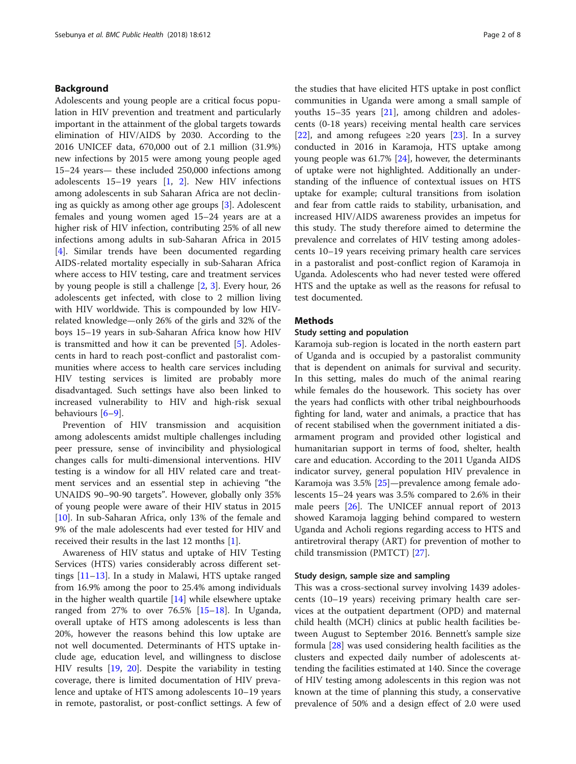## Background

Adolescents and young people are a critical focus population in HIV prevention and treatment and particularly important in the attainment of the global targets towards elimination of HIV/AIDS by 2030. According to the 2016 UNICEF data, 670,000 out of 2.1 million (31.9%) new infections by 2015 were among young people aged 15–24 years— these included 250,000 infections among adolescents 15–19 years [1, 2]. New HIV infections among adolescents in sub Saharan Africa are not declining as quickly as among other age groups [3]. Adolescent females and young women aged 15–24 years are at a higher risk of HIV infection, contributing 25% of all new infections among adults in sub-Saharan Africa in 2015 [4]. Similar trends have been documented regarding AIDS-related mortality especially in sub-Saharan Africa where access to HIV testing, care and treatment services by young people is still a challenge [2, 3]. Every hour, 26 adolescents get infected, with close to 2 million living with HIV worldwide. This is compounded by low HIV-related knowledge—only 26% of the girls and 32% of the boys 15–19 years in sub-Saharan Africa know how HIV is transmitted and how it can be prevented [5]. Adolescents in hard to reach post-conflict and pastoralist communities where access to health care services including HIV testing services is limited are probably more disadvantaged. Such settings have also been linked to increased vulnerability to HIV and high-risk sexual behaviours [6–9].

Prevention of HIV transmission and acquisition among adolescents amidst multiple challenges including peer pressure, sense of invincibility and physiological changes calls for multi-dimensional interventions. HIV testing is a window for all HIV related care and treatment services and an essential step in achieving "the UNAIDS 90–90-90 targets". However, globally only 35% of young people were aware of their HIV status in 2015 [10]. In sub-Saharan Africa, only 13% of the female and 9% of the male adolescents had ever tested for HIV and received their results in the last 12 months [1].

Awareness of HIV status and uptake of HIV Testing Services (HTS) varies considerably across different settings [11–13]. In a study in Malawi, HTS uptake ranged from 16.9% among the poor to 25.4% among individuals in the higher wealth quartile [14] while elsewhere uptake ranged from 27% to over 76.5% [15–18]. In Uganda, overall uptake of HTS among adolescents is less than 20%, however the reasons behind this low uptake are not well documented. Determinants of HTS uptake include age, education level, and willingness to disclose HIV results [19, 20]. Despite the variability in testing coverage, there is limited documentation of HIV prevalence and uptake of HTS among adolescents 10–19 years in remote, pastoralist, or post-conflict settings. A few of the studies that have elicited HTS uptake in post conflict communities in Uganda were among a small sample of youths 15–35 years [21], among children and adolescents (0-18 years) receiving mental health care services [22], and among refugees ≥20 years [23]. In a survey conducted in 2016 in Karamoja, HTS uptake among young people was 61.7% [24], however, the determinants of uptake were not highlighted. Additionally an understanding of the influence of contextual issues on HTS uptake for example; cultural transitions from isolation and fear from cattle raids to stability, urbanisation, and increased HIV/AIDS awareness provides an impetus for this study. The study therefore aimed to determine the prevalence and correlates of HIV testing among adolescents 10–19 years receiving primary health care services in a pastoralist and post-conflict region of Karamoja in Uganda. Adolescents who had never tested were offered HTS and the uptake as well as the reasons for refusal to test documented.

## Methods

### Study setting and population

Karamoja sub-region is located in the north eastern part of Uganda and is occupied by a pastoralist community that is dependent on animals for survival and security. In this setting, males do much of the animal rearing while females do the housework. This society has over the years had conflicts with other tribal neighbourhoods fighting for land, water and animals, a practice that has of recent stabilised when the government initiated a disarmament program and provided other logistical and humanitarian support in terms of food, shelter, health care and education. According to the 2011 Uganda AIDS indicator survey, general population HIV prevalence in Karamoja was 3.5% [25]—prevalence among female adolescents 15–24 years was 3.5% compared to 2.6% in their male peers [26]. The UNICEF annual report of 2013 showed Karamoja lagging behind compared to western Uganda and Acholi regions regarding access to HTS and antiretroviral therapy (ART) for prevention of mother to child transmission (PMTCT) [27].

### Study design, sample size and sampling

This was a cross-sectional survey involving 1439 adolescents (10–19 years) receiving primary health care services at the outpatient department (OPD) and maternal child health (MCH) clinics at public health facilities between August to September 2016. Bennett's sample size formula [28] was used considering health facilities as the clusters and expected daily number of adolescents attending the facilities estimated at 140. Since the coverage of HIV testing among adolescents in this region was not known at the time of planning this study, a conservative prevalence of 50% and a design effect of 2.0 were used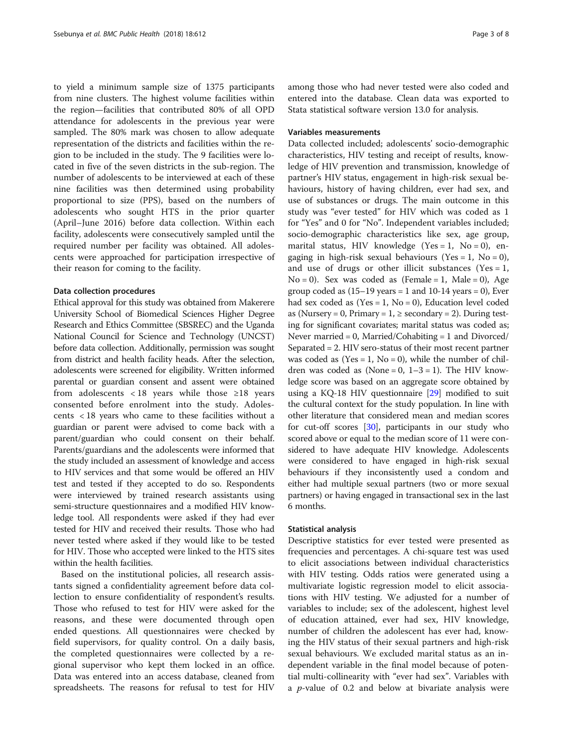to yield a minimum sample size of 1375 participants from nine clusters. The highest volume facilities within the region—facilities that contributed 80% of all OPD attendance for adolescents in the previous year were sampled. The 80% mark was chosen to allow adequate representation of the districts and facilities within the region to be included in the study. The 9 facilities were located in five of the seven districts in the sub-region. The number of adolescents to be interviewed at each of these nine facilities was then determined using probability proportional to size (PPS), based on the numbers of adolescents who sought HTS in the prior quarter (April–June 2016) before data collection. Within each facility, adolescents were consecutively sampled until the required number per facility was obtained. All adolescents were approached for participation irrespective of their reason for coming to the facility.

### Data collection procedures

Ethical approval for this study was obtained from Makerere University School of Biomedical Sciences Higher Degree Research and Ethics Committee (SBSREC) and the Uganda National Council for Science and Technology (UNCST) before data collection. Additionally, permission was sought from district and health facility heads. After the selection, adolescents were screened for eligibility. Written informed parental or guardian consent and assent were obtained from adolescents < 18 years while those ≥18 years consented before enrolment into the study. Adolescents < 18 years who came to these facilities without a guardian or parent were advised to come back with a parent/guardian who could consent on their behalf. Parents/guardians and the adolescents were informed that the study included an assessment of knowledge and access to HIV services and that some would be offered an HIV test and tested if they accepted to do so. Respondents were interviewed by trained research assistants using semi-structure questionnaires and a modified HIV knowledge tool. All respondents were asked if they had ever tested for HIV and received their results. Those who had never tested where asked if they would like to be tested for HIV. Those who accepted were linked to the HTS sites within the health facilities.

Based on the institutional policies, all research assistants signed a confidentiality agreement before data collection to ensure confidentiality of respondent's results. Those who refused to test for HIV were asked for the reasons, and these were documented through open ended questions. All questionnaires were checked by field supervisors, for quality control. On a daily basis, the completed questionnaires were collected by a regional supervisor who kept them locked in an office. Data was entered into an access database, cleaned from spreadsheets. The reasons for refusal to test for HIV among those who had never tested were also coded and entered into the database. Clean data was exported to Stata statistical software version 13.0 for analysis.

### Variables measurements

Data collected included; adolescents' socio-demographic characteristics, HIV testing and receipt of results, knowledge of HIV prevention and transmission, knowledge of partner's HIV status, engagement in high-risk sexual behaviours, history of having children, ever had sex, and use of substances or drugs. The main outcome in this study was "ever tested" for HIV which was coded as 1 for "Yes" and 0 for "No". Independent variables included; socio-demographic characteristics like sex, age group, marital status, HIV knowledge (Yes = 1, No = 0), engaging in high-risk sexual behaviours (Yes = 1, No = 0), and use of drugs or other illicit substances (Yes = 1, No = 0). Sex was coded as (Female = 1, Male = 0), Age group coded as (15–19 years = 1 and 10-14 years = 0), Ever had sex coded as (Yes = 1, No = 0), Education level coded as (Nursery = 0, Primary = 1, ≥ secondary = 2). During testing for significant covariates; marital status was coded as; Never married = 0, Married/Cohabiting = 1 and Divorced/Separated = 2. HIV sero-status of their most recent partner was coded as (Yes = 1, No = 0), while the number of children was coded as (None = 0, 1–3 = 1). The HIV knowledge score was based on an aggregate score obtained by using a KQ-18 HIV questionnaire [29] modified to suit the cultural context for the study population. In line with other literature that considered mean and median scores for cut-off scores [30], participants in our study who scored above or equal to the median score of 11 were considered to have adequate HIV knowledge. Adolescents were considered to have engaged in high-risk sexual behaviours if they inconsistently used a condom and either had multiple sexual partners (two or more sexual partners) or having engaged in transactional sex in the last 6 months.

### Statistical analysis

Descriptive statistics for ever tested were presented as frequencies and percentages. A chi-square test was used to elicit associations between individual characteristics with HIV testing. Odds ratios were generated using a multivariate logistic regression model to elicit associations with HIV testing. We adjusted for a number of variables to include; sex of the adolescent, highest level of education attained, ever had sex, HIV knowledge, number of children the adolescent has ever had, knowing the HIV status of their sexual partners and high-risk sexual behaviours. We excluded marital status as an independent variable in the final model because of potential multi-collinearity with "ever had sex". Variables with a $p$-value of 0.2 and below at bivariate analysis were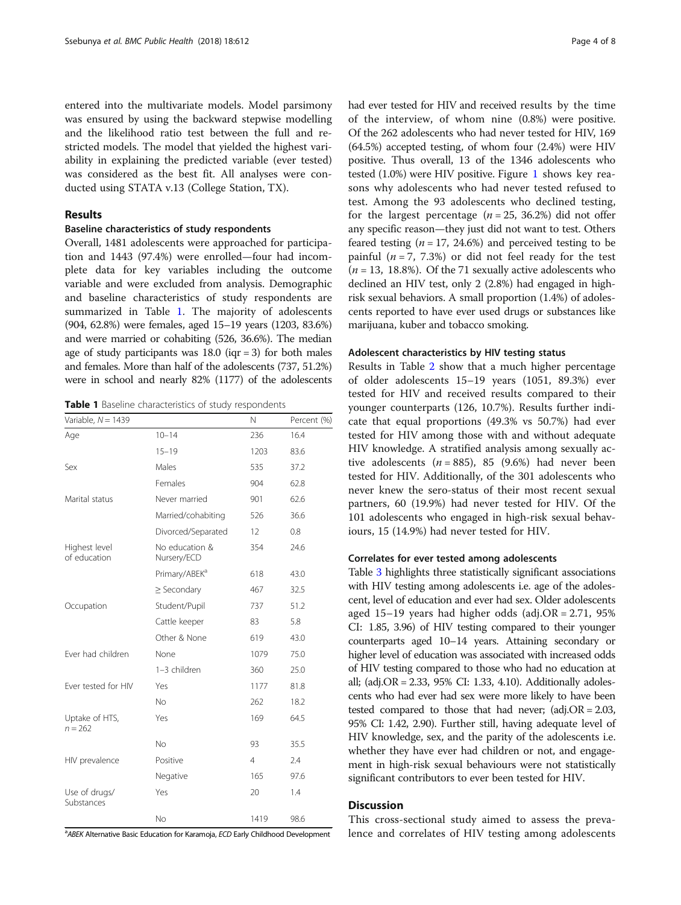entered into the multivariate models. Model parsimony was ensured by using the backward stepwise modelling and the likelihood ratio test between the full and restricted models. The model that yielded the highest variability in explaining the predicted variable (ever tested) was considered as the best fit. All analyses were conducted using STATA v.13 (College Station, TX).

## Results

### Baseline characteristics of study respondents

Overall, 1481 adolescents were approached for participation and 1443 (97.4%) were enrolled—four had incomplete data for key variables including the outcome variable and were excluded from analysis. Demographic and baseline characteristics of study respondents are summarized in Table 1. The majority of adolescents (904, 62.8%) were females, aged 15–19 years (1203, 83.6%) and were married or cohabiting (526, 36.6%). The median age of study participants was 18.0 (iqr = 3) for both males and females. More than half of the adolescents (737, 51.2%) were in school and nearly 82% (1177) of the adolescents had ever tested for HIV and received results by the time of the interview, of whom nine (0.8%) were positive. Of the 262 adolescents who had never tested for HIV, 169 (64.5%) accepted testing, of whom four (2.4%) were HIV positive. Thus overall, 13 of the 1346 adolescents who tested (1.0%) were HIV positive. Figure 1 shows key reasons why adolescents who had never tested refused to test. Among the 93 adolescents who declined testing, for the largest percentage ($n = 25$, 36.2%) did not offer any specific reason—they just did not want to test. Others feared testing ($n = 17$, 24.6%) and perceived testing to be painful ($n = 7$, 7.3%) or did not feel ready for the test ($n = 13$, 18.8%). Of the 71 sexually active adolescents who declined an HIV test, only 2 (2.8%) had engaged in high-risk sexual behaviors. A small proportion (1.4%) of adolescents reported to have ever used drugs or substances like marijuana, kuber and tobacco smoking.

**Table 1** Baseline characteristics of study respondents

| Variable, N = 1439 | | N | Percent (%) |
|---|---|---|---|
| Age | 10–14 | 236 | 16.4 |
| | 15–19 | 1203 | 83.6 |
| Sex | Males | 535 | 37.2 |
| | Females | 904 | 62.8 |
| Marital status | Never married | 901 | 62.6 |
| | Married/cohabiting | 526 | 36.6 |
| | Divorced/Separated | 12 | 0.8 |
| Highest level of education | No education & Nursery/ECD | 354 | 24.6 |
| | Primary/ABEK[a] | 618 | 43.0 |
| | ≥ Secondary | 467 | 32.5 |
| Occupation | Student/Pupil | 737 | 51.2 |
| | Cattle keeper | 83 | 5.8 |
| | Other & None | 619 | 43.0 |
| Ever had children | None | 1079 | 75.0 |
| | 1–3 children | 360 | 25.0 |
| Ever tested for HIV | Yes | 1177 | 81.8 |
| | No | 262 | 18.2 |
| Uptake of HTS, n = 262 | Yes | 169 | 64.5 |
| | No | 93 | 35.5 |
| HIV prevalence | Positive | 4 | 2.4 |
| | Negative | 165 | 97.6 |
| Use of drugs/ Substances | Yes | 20 | 1.4 |
| | No | 1419 | 98.6 |

[a]*ABEK* Alternative Basic Education for Karamoja, *ECD* Early Childhood Development

### Adolescent characteristics by HIV testing status

Results in Table 2 show that a much higher percentage of older adolescents 15–19 years (1051, 89.3%) ever tested for HIV and received results compared to their younger counterparts (126, 10.7%). Results further indicate that equal proportions (49.3% vs 50.7%) had ever tested for HIV among those with and without adequate HIV knowledge. A stratified analysis among sexually active adolescents ($n = 885$), 85 (9.6%) had never been tested for HIV. Additionally, of the 301 adolescents who never knew the sero-status of their most recent sexual partners, 60 (19.9%) had never tested for HIV. Of the 101 adolescents who engaged in high-risk sexual behaviours, 15 (14.9%) had never tested for HIV.

### Correlates for ever tested among adolescents

Table 3 highlights three statistically significant associations with HIV testing among adolescents i.e. age of the adolescent, level of education and ever had sex. Older adolescents aged 15–19 years had higher odds (adj.OR = 2.71, 95% CI: 1.85, 3.96) of HIV testing compared to their younger counterparts aged 10–14 years. Attaining secondary or higher level of education was associated with increased odds of HIV testing compared to those who had no education at all; (adj.OR = 2.33, 95% CI: 1.33, 4.10). Additionally adolescents who had ever had sex were more likely to have been tested compared to those that had never; (adj.OR = 2.03, 95% CI: 1.42, 2.90). Further still, having adequate level of HIV knowledge, sex, and the parity of the adolescents i.e. whether they have ever had children or not, and engagement in high-risk sexual behaviours were not statistically significant contributors to ever been tested for HIV.

## Discussion

This cross-sectional study aimed to assess the prevalence and correlates of HIV testing among adolescents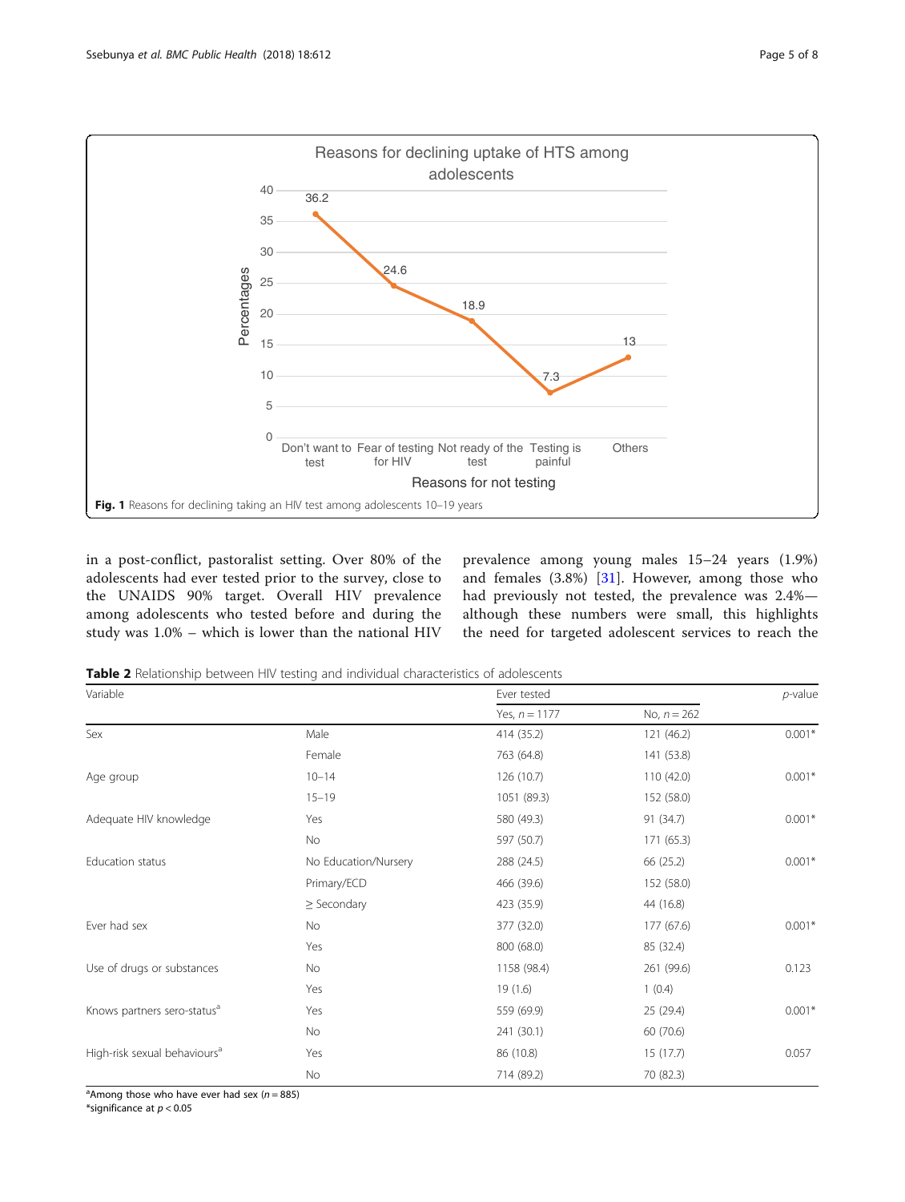Fig. 1 Reasons for declining taking an HIV test among adolescents 10–19 years

in a post-conflict, pastoralist setting. Over 80% of the adolescents had ever tested prior to the survey, close to the UNAIDS 90% target. Overall HIV prevalence among adolescents who tested before and during the study was 1.0% – which is lower than the national HIV prevalence among young males 15–24 years (1.9%) and females (3.8%) [31]. However, among those who had previously not tested, the prevalence was 2.4%—although these numbers were small, this highlights the need for targeted adolescent services to reach the

**Table 2** Relationship between HIV testing and individual characteristics of adolescents

| Variable | | Ever tested | | p-value |
|---|---|---|---|---|
| | | Yes, $n = 1177$ | No, $n = 262$ | |
| Sex | Male | 414 (35.2) | 121 (46.2) | 0.001* |
| | Female | 763 (64.8) | 141 (53.8) | |
| Age group | 10–14 | 126 (10.7) | 110 (42.0) | 0.001* |
| | 15–19 | 1051 (89.3) | 152 (58.0) | |
| Adequate HIV knowledge | Yes | 580 (49.3) | 91 (34.7) | 0.001* |
| | No | 597 (50.7) | 171 (65.3) | |
| Education status | No Education/Nursery | 288 (24.5) | 66 (25.2) | 0.001* |
| | Primary/ECD | 466 (39.6) | 152 (58.0) | |
| | ≥ Secondary | 423 (35.9) | 44 (16.8) | |
| Ever had sex | No | 377 (32.0) | 177 (67.6) | 0.001* |
| | Yes | 800 (68.0) | 85 (32.4) | |
| Use of drugs or substances | No | 1158 (98.4) | 261 (99.6) | 0.123 |
| | Yes | 19 (1.6) | 1 (0.4) | |
| Knows partners sero-status[a] | Yes | 559 (69.9) | 25 (29.4) | 0.001* |
| | No | 241 (30.1) | 60 (70.6) | |
| High-risk sexual behaviours[a] | Yes | 86 (10.8) | 15 (17.7) | 0.057 |
| | No | 714 (89.2) | 70 (82.3) | |

[a]Among those who have ever had sex ($n = 885$)
*significance at $p < 0.05$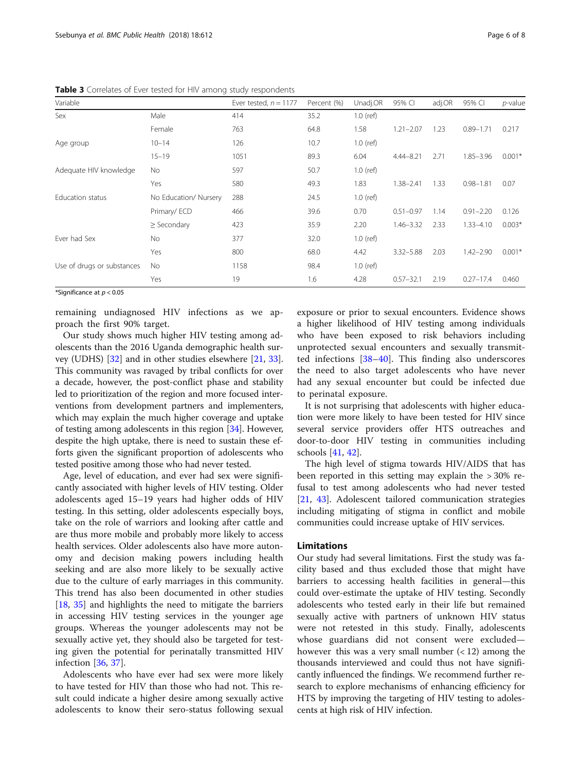**Table 3** Correlates of Ever tested for HIV among study respondents

| Variable | | Ever tested, $n = 1177$ | Percent (%) | Unadj.OR | 95% CI | adj.OR | 95% CI | *p*-value |
|---|---|---|---|---|---|---|---|---|
| Sex | Male | 414 | 35.2 | 1.0 (ref) | | | | |
| | Female | 763 | 64.8 | 1.58 | 1.21–2.07 | 1.23 | 0.89–1.71 | 0.217 |
| Age group | 10–14 | 126 | 10.7 | 1.0 (ref) | | | | |
| | 15–19 | 1051 | 89.3 | 6.04 | 4.44–8.21 | 2.71 | 1.85–3.96 | 0.001* |
| Adequate HIV knowledge | No | 597 | 50.7 | 1.0 (ref) | | | | |
| | Yes | 580 | 49.3 | 1.83 | 1.38–2.41 | 1.33 | 0.98–1.81 | 0.07 |
| Education status | No Education/ Nursery | 288 | 24.5 | 1.0 (ref) | | | | |
| | Primary/ ECD | 466 | 39.6 | 0.70 | 0.51–0.97 | 1.14 | 0.91–2.20 | 0.126 |
| | ≥ Secondary | 423 | 35.9 | 2.20 | 1.46–3.32 | 2.33 | 1.33–4.10 | 0.003* |
| Ever had Sex | No | 377 | 32.0 | 1.0 (ref) | | | | |
| | Yes | 800 | 68.0 | 4.42 | 3.32–5.88 | 2.03 | 1.42–2.90 | 0.001* |
| Use of drugs or substances | No | 1158 | 98.4 | 1.0 (ref) | | | | |
| | Yes | 19 | 1.6 | 4.28 | 0.57–32.1 | 2.19 | 0.27–17.4 | 0.460 |

*Significance at $p < 0.05$

remaining undiagnosed HIV infections as we approach the first 90% target.

Our study shows much higher HIV testing among adolescents than the 2016 Uganda demographic health survey (UDHS) [32] and in other studies elsewhere [21, 33]. This community was ravaged by tribal conflicts for over a decade, however, the post-conflict phase and stability led to prioritization of the region and more focused interventions from development partners and implementers, which may explain the much higher coverage and uptake of testing among adolescents in this region [34]. However, despite the high uptake, there is need to sustain these efforts given the significant proportion of adolescents who tested positive among those who had never tested.

Age, level of education, and ever had sex were significantly associated with higher levels of HIV testing. Older adolescents aged 15–19 years had higher odds of HIV testing. In this setting, older adolescents especially boys, take on the role of warriors and looking after cattle and are thus more mobile and probably more likely to access health services. Older adolescents also have more autonomy and decision making powers including health seeking and are also more likely to be sexually active due to the culture of early marriages in this community. This trend has also been documented in other studies [18, 35] and highlights the need to mitigate the barriers in accessing HIV testing services in the younger age groups. Whereas the younger adolescents may not be sexually active yet, they should also be targeted for testing given the potential for perinatally transmitted HIV infection [36, 37].

Adolescents who have ever had sex were more likely to have tested for HIV than those who had not. This result could indicate a higher desire among sexually active adolescents to know their sero-status following sexual exposure or prior to sexual encounters. Evidence shows a higher likelihood of HIV testing among individuals who have been exposed to risk behaviors including unprotected sexual encounters and sexually transmitted infections [38–40]. This finding also underscores the need to also target adolescents who have never had any sexual encounter but could be infected due to perinatal exposure.

It is not surprising that adolescents with higher education were more likely to have been tested for HIV since several service providers offer HTS outreaches and door-to-door HIV testing in communities including schools [41, 42].

The high level of stigma towards HIV/AIDS that has been reported in this setting may explain the > 30% refusal to test among adolescents who had never tested [21, 43]. Adolescent tailored communication strategies including mitigating of stigma in conflict and mobile communities could increase uptake of HIV services.

## Limitations

Our study had several limitations. First the study was facility based and thus excluded those that might have barriers to accessing health facilities in general—this could over-estimate the uptake of HIV testing. Secondly adolescents who tested early in their life but remained sexually active with partners of unknown HIV status were not retested in this study. Finally, adolescents whose guardians did not consent were excluded—however this was a very small number (< 12) among the thousands interviewed and could thus not have significantly influenced the findings. We recommend further research to explore mechanisms of enhancing efficiency for HTS by improving the targeting of HIV testing to adolescents at high risk of HIV infection.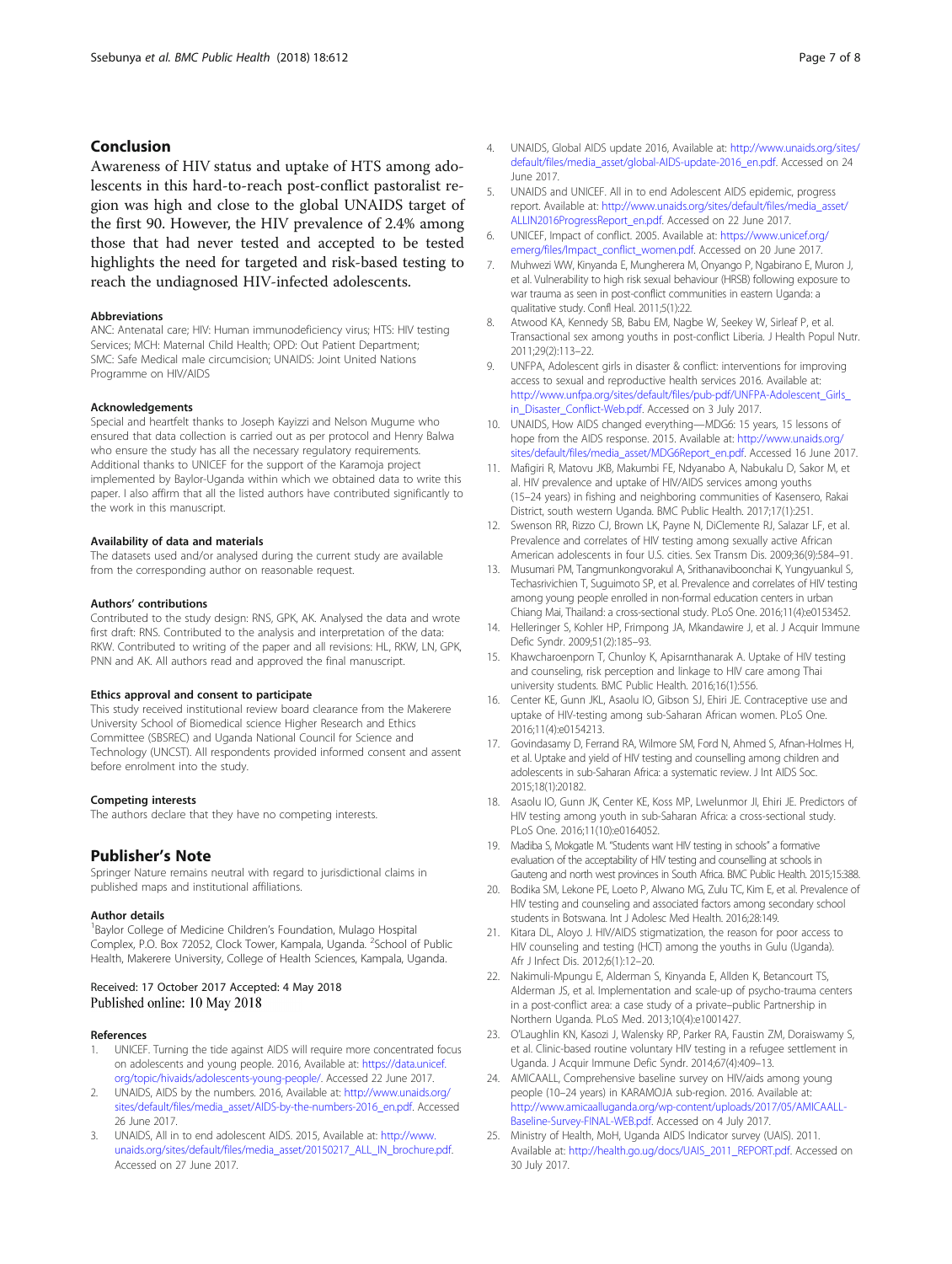## Conclusion

Awareness of HIV status and uptake of HTS among adolescents in this hard-to-reach post-conflict pastoralist region was high and close to the global UNAIDS target of the first 90. However, the HIV prevalence of 2.4% among those that had never tested and accepted to be tested highlights the need for targeted and risk-based testing to reach the undiagnosed HIV-infected adolescents.

### Abbreviations

ANC: Antenatal care; HIV: Human immunodeficiency virus; HTS: HIV testing Services; MCH: Maternal Child Health; OPD: Out Patient Department; SMC: Safe Medical male circumcision; UNAIDS: Joint United Nations Programme on HIV/AIDS

### Acknowledgements

Special and heartfelt thanks to Joseph Kayizzi and Nelson Mugume who ensured that data collection is carried out as per protocol and Henry Balwa who ensure the study has all the necessary regulatory requirements. Additional thanks to UNICEF for the support of the Karamoja project implemented by Baylor-Uganda within which we obtained data to write this paper. I also affirm that all the listed authors have contributed significantly to the work in this manuscript.

### Availability of data and materials

The datasets used and/or analysed during the current study are available from the corresponding author on reasonable request.

### Authors' contributions

Contributed to the study design: RNS, GPK, AK. Analysed the data and wrote first draft: RNS. Contributed to the analysis and interpretation of the data: RKW. Contributed to writing of the paper and all revisions: HL, RKW, LN, GPK, PNN and AK. All authors read and approved the final manuscript.

### Ethics approval and consent to participate

This study received institutional review board clearance from the Makerere University School of Biomedical science Higher Research and Ethics Committee (SBSREC) and Uganda National Council for Science and Technology (UNCST). All respondents provided informed consent and assent before enrolment into the study.

### Competing interests

The authors declare that they have no competing interests.

## Publisher's Note

Springer Nature remains neutral with regard to jurisdictional claims in published maps and institutional affiliations.

### Author details

[1]Baylor College of Medicine Children's Foundation, Mulago Hospital Complex, P.O. Box 72052, Clock Tower, Kampala, Uganda. [2]School of Public Health, Makerere University, College of Health Sciences, Kampala, Uganda.

Received: 17 October 2017 Accepted: 4 May 2018
Published online: 10 May 2018

### References

1. UNICEF. Turning the tide against AIDS will require more concentrated focus on adolescents and young people. 2016, Available at: https://data.unicef.org/topic/hivaids/adolescents-young-people/. Accessed 22 June 2017.
2. UNAIDS, AIDS by the numbers. 2016, Available at: http://www.unaids.org/sites/default/files/media_asset/AIDS-by-the-numbers-2016_en.pdf. Accessed 26 June 2017.
3. UNAIDS, All in to end adolescent AIDS. 2015, Available at: http://www.unaids.org/sites/default/files/media_asset/20150217_ALL_IN_brochure.pdf. Accessed on 27 June 2017.
4. UNAIDS, Global AIDS update 2016, Available at: http://www.unaids.org/sites/default/files/media_asset/global-AIDS-update-2016_en.pdf. Accessed on 24 June 2017.
5. UNAIDS and UNICEF. All in to end Adolescent AIDS epidemic, progress report. Available at: http://www.unaids.org/sites/default/files/media_asset/ALLIN2016ProgressReport_en.pdf. Accessed on 22 June 2017.
6. UNICEF, Impact of conflict. 2005. Available at: https://www.unicef.org/emerg/files/Impact_conflict_women.pdf. Accessed on 20 June 2017.
7. Muhwezi WW, Kinyanda E, Mungherera M, Onyango P, Ngabirano E, Muron J, et al. Vulnerability to high risk sexual behaviour (HRSB) following exposure to war trauma as seen in post-conflict communities in eastern Uganda: a qualitative study. Confl Heal. 2011;5(1):22.
8. Atwood KA, Kennedy SB, Babu EM, Nagbe W, Seekey W, Sirleaf P, et al. Transactional sex among youths in post-conflict Liberia. J Health Popul Nutr. 2011;29(2):113–22.
9. UNFPA, Adolescent girls in disaster & conflict: interventions for improving access to sexual and reproductive health services 2016. Available at: http://www.unfpa.org/sites/default/files/pub-pdf/UNFPA-Adolescent_Girls_in_Disaster_Conflict-Web.pdf. Accessed on 3 July 2017.
10. UNAIDS, How AIDS changed everything—MDG6: 15 years, 15 lessons of hope from the AIDS response. 2015. Available at: http://www.unaids.org/sites/default/files/media_asset/MDG6Report_en.pdf. Accessed 16 June 2017.
11. Mafigiri R, Matovu JKB, Makumbi FE, Ndyanabo A, Nabukalu D, Sakor M, et al. HIV prevalence and uptake of HIV/AIDS services among youths (15–24 years) in fishing and neighboring communities of Kasensero, Rakai District, south western Uganda. BMC Public Health. 2017;17(1):251.
12. Swenson RR, Rizzo CJ, Brown LK, Payne N, DiClemente RJ, Salazar LF, et al. Prevalence and correlates of HIV testing among sexually active African American adolescents in four U.S. cities. Sex Transm Dis. 2009;36(9):584–91.
13. Musumari PM, Tangmunkongvorakul A, Srithanaviboonchai K, Yungyuankul S, Techasrivichien T, Suguimoto SP, et al. Prevalence and correlates of HIV testing among young people enrolled in non-formal education centers in urban Chiang Mai, Thailand: a cross-sectional study. PLoS One. 2016;11(4):e0153452.
14. Helleringer S, Kohler HP, Frimpong JA, Mkandawire J, et al. J Acquir Immune Defic Syndr. 2009;51(2):185–93.
15. Khawcharoenporn T, Chunloy K, Apisarnthanarak A. Uptake of HIV testing and counseling, risk perception and linkage to HIV care among Thai university students. BMC Public Health. 2016;16(1):556.
16. Center KE, Gunn JKL, Asaolu IO, Gibson SJ, Ehiri JE. Contraceptive use and uptake of HIV-testing among sub-Saharan African women. PLoS One. 2016;11(4):e0154213.
17. Govindasamy D, Ferrand RA, Wilmore SM, Ford N, Ahmed S, Afnan-Holmes H, et al. Uptake and yield of HIV testing and counselling among children and adolescents in sub-Saharan Africa: a systematic review. J Int AIDS Soc. 2015;18(1):20182.
18. Asaolu IO, Gunn JK, Center KE, Koss MP, Lwelunmor JI, Ehiri JE. Predictors of HIV testing among youth in sub-Saharan Africa: a cross-sectional study. PLoS One. 2016;11(10):e0164052.
19. Madiba S, Mokgatle M. "Students want HIV testing in schools" a formative evaluation of the acceptability of HIV testing and counselling at schools in Gauteng and north west provinces in South Africa. BMC Public Health. 2015;15:388.
20. Bodika SM, Lekone PE, Loeto P, Alwano MG, Zulu TC, Kim E, et al. Prevalence of HIV testing and counseling and associated factors among secondary school students in Botswana. Int J Adolesc Med Health. 2016;28:149.
21. Kitara DL, Aloyo J. HIV/AIDS stigmatization, the reason for poor access to HIV counseling and testing (HCT) among the youths in Gulu (Uganda). Afr J Infect Dis. 2012;6(1):12–20.
22. Nakimuli-Mpungu E, Alderman S, Kinyanda E, Allden K, Betancourt TS, Alderman JS, et al. Implementation and scale-up of psycho-trauma centers in a post-conflict area: a case study of a private–public Partnership in Northern Uganda. PLoS Med. 2013;10(4):e1001427.
23. O'Laughlin KN, Kasozi J, Walensky RP, Parker RA, Faustin ZM, Doraiswamy S, et al. Clinic-based routine voluntary HIV testing in a refugee settlement in Uganda. J Acquir Immune Defic Syndr. 2014;67(4):409–13.
24. AMICAALL, Comprehensive baseline survey on HIV/aids among young people (10–24 years) in KARAMOJA sub-region. 2016. Available at: http://www.amicaalluganda.org/wp-content/uploads/2017/05/AMICAALL-Baseline-Survey-FINAL-WEB.pdf. Accessed on 4 July 2017.
25. Ministry of Health, MoH, Uganda AIDS Indicator survey (UAIS). 2011. Available at: http://health.go.ug/docs/UAIS_2011_REPORT.pdf. Accessed on 30 July 2017.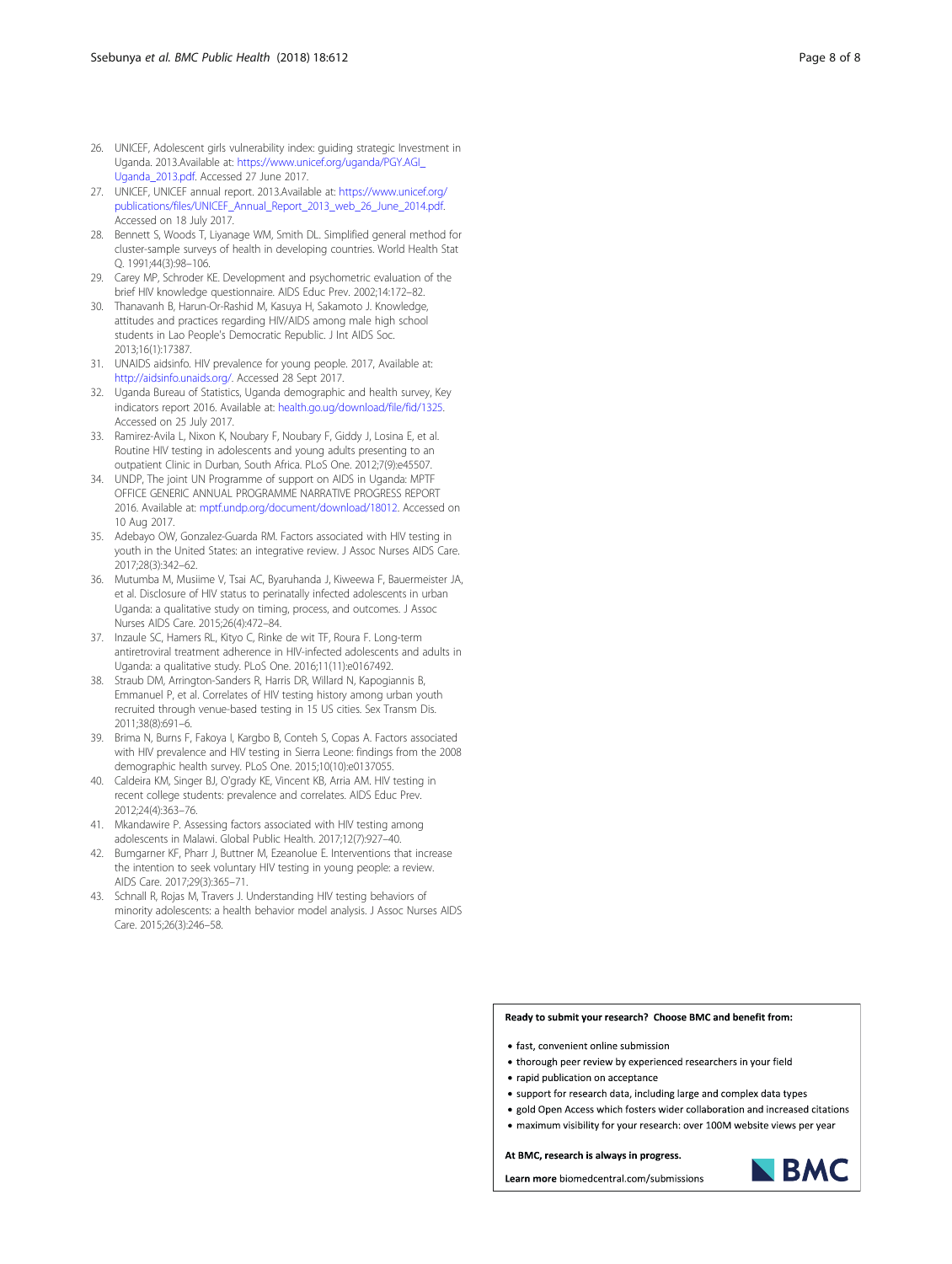26. UNICEF, Adolescent girls vulnerability index: guiding strategic Investment in Uganda. 2013.Available at: https://www.unicef.org/uganda/PGY.AGI_Uganda_2013.pdf. Accessed 27 June 2017.
27. UNICEF, UNICEF annual report. 2013.Available at: https://www.unicef.org/publications/files/UNICEF_Annual_Report_2013_web_26_June_2014.pdf. Accessed on 18 July 2017.
28. Bennett S, Woods T, Liyanage WM, Smith DL. Simplified general method for cluster-sample surveys of health in developing countries. World Health Stat Q. 1991;44(3):98–106.
29. Carey MP, Schroder KE. Development and psychometric evaluation of the brief HIV knowledge questionnaire. AIDS Educ Prev. 2002;14:172–82.
30. Thanavanh B, Harun-Or-Rashid M, Kasuya H, Sakamoto J. Knowledge, attitudes and practices regarding HIV/AIDS among male high school students in Lao People's Democratic Republic. J Int AIDS Soc. 2013;16(1):17387.
31. UNAIDS aidsinfo. HIV prevalence for young people. 2017, Available at: http://aidsinfo.unaids.org/. Accessed 28 Sept 2017.
32. Uganda Bureau of Statistics, Uganda demographic and health survey, Key indicators report 2016. Available at: health.go.ug/download/file/fid/1325. Accessed on 25 July 2017.
33. Ramirez-Avila L, Nixon K, Noubary F, Noubary F, Giddy J, Losina E, et al. Routine HIV testing in adolescents and young adults presenting to an outpatient Clinic in Durban, South Africa. PLoS One. 2012;7(9):e45507.
34. UNDP, The joint UN Programme of support on AIDS in Uganda: MPTF OFFICE GENERIC ANNUAL PROGRAMME NARRATIVE PROGRESS REPORT 2016. Available at: mptf.undp.org/document/download/18012. Accessed on 10 Aug 2017.
35. Adebayo OW, Gonzalez-Guarda RM. Factors associated with HIV testing in youth in the United States: an integrative review. J Assoc Nurses AIDS Care. 2017;28(3):342–62.
36. Mutumba M, Musiime V, Tsai AC, Byaruhanda J, Kiweewa F, Bauermeister JA, et al. Disclosure of HIV status to perinatally infected adolescents in urban Uganda: a qualitative study on timing, process, and outcomes. J Assoc Nurses AIDS Care. 2015;26(4):472–84.
37. Inzaule SC, Hamers RL, Kityo C, Rinke de wit TF, Roura F. Long-term antiretroviral treatment adherence in HIV-infected adolescents and adults in Uganda: a qualitative study. PLoS One. 2016;11(11):e0167492.
38. Straub DM, Arrington-Sanders R, Harris DR, Willard N, Kapogiannis B, Emmanuel P, et al. Correlates of HIV testing history among urban youth recruited through venue-based testing in 15 US cities. Sex Transm Dis. 2011;38(8):691–6.
39. Brima N, Burns F, Fakoya I, Kargbo B, Conteh S, Copas A. Factors associated with HIV prevalence and HIV testing in Sierra Leone: findings from the 2008 demographic health survey. PLoS One. 2015;10(10):e0137055.
40. Caldeira KM, Singer BJ, O'grady KE, Vincent KB, Arria AM. HIV testing in recent college students: prevalence and correlates. AIDS Educ Prev. 2012;24(4):363–76.
41. Mkandawire P. Assessing factors associated with HIV testing among adolescents in Malawi. Global Public Health. 2017;12(7):927–40.
42. Bumgarner KF, Pharr J, Buttner M, Ezeanolue E. Interventions that increase the intention to seek voluntary HIV testing in young people: a review. AIDS Care. 2017;29(3):365–71.
43. Schnall R, Rojas M, Travers J. Understanding HIV testing behaviors of minority adolescents: a health behavior model analysis. J Assoc Nurses AIDS Care. 2015;26(3):246–58.

**Ready to submit your research? Choose BMC and benefit from:**

- fast, convenient online submission
- thorough peer review by experienced researchers in your field
- rapid publication on acceptance
- support for research data, including large and complex data types
- gold Open Access which fosters wider collaboration and increased citations
- maximum visibility for your research: over 100M website views per year

**At BMC, research is always in progress.**

**Learn more** biomedcentral.com/submissions

BMC